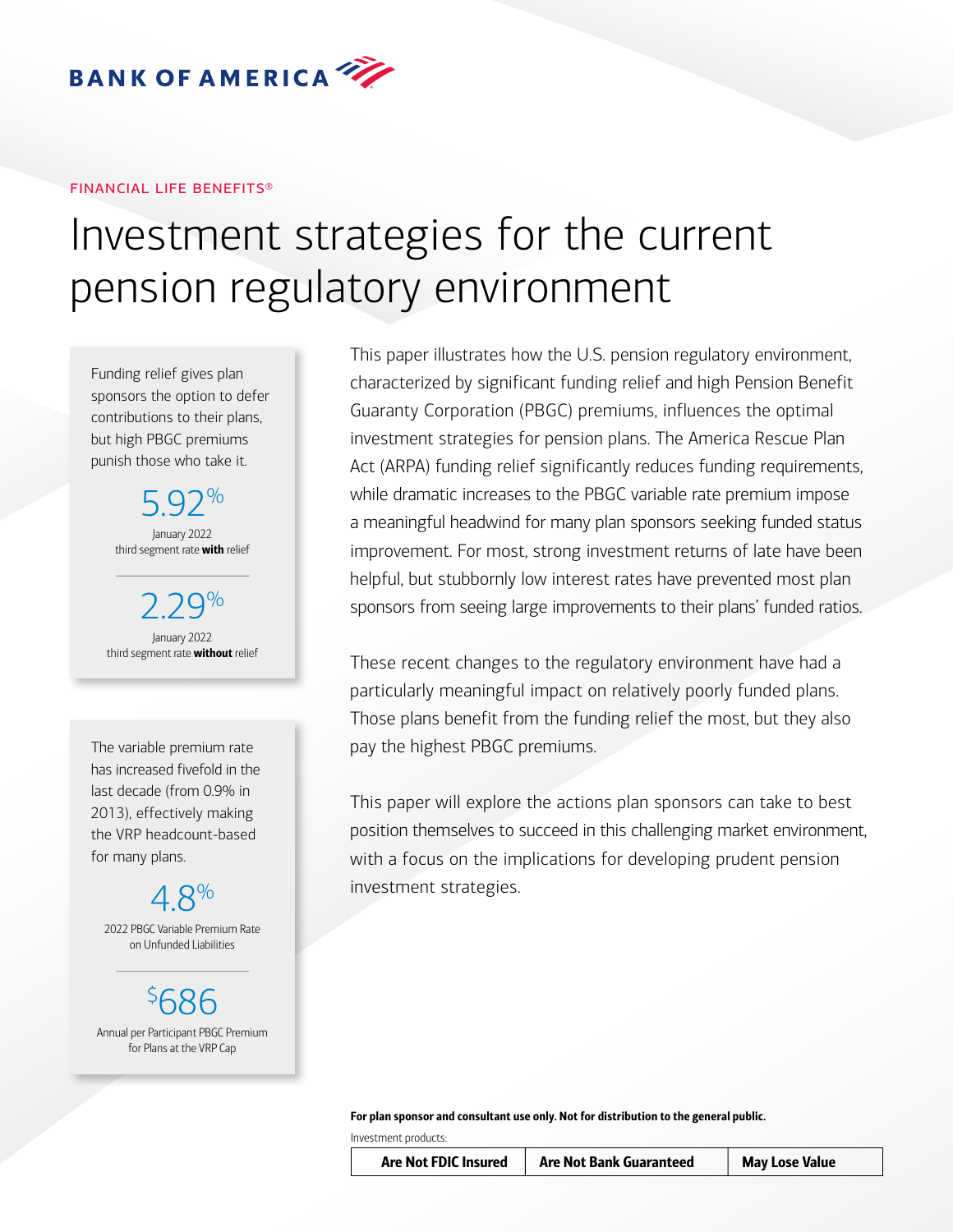BANK OF AMERICA

FINANCIAL LIFE BENEFITS®

# Investment strategies for the current pension regulatory environment

Funding relief gives plan sponsors the option to defer contributions to their plans, but high PBGC premiums punish those who take it.

**5.92%**
January 2022 third segment rate **with** relief

**2.29%**
January 2022 third segment rate **without** relief

The variable premium rate has increased fivefold in the last decade (from 0.9% in 2013), effectively making the VRP headcount-based for many plans.

**4.8%**
2022 PBGC Variable Premium Rate on Unfunded Liabilities

**$686**
Annual per Participant PBGC Premium for Plans at the VRP Cap

This paper illustrates how the U.S. pension regulatory environment, characterized by significant funding relief and high Pension Benefit Guaranty Corporation (PBGC) premiums, influences the optimal investment strategies for pension plans. The America Rescue Plan Act (ARPA) funding relief significantly reduces funding requirements, while dramatic increases to the PBGC variable rate premium impose a meaningful headwind for many plan sponsors seeking funded status improvement. For most, strong investment returns of late have been helpful, but stubbornly low interest rates have prevented most plan sponsors from seeing large improvements to their plans' funded ratios.

These recent changes to the regulatory environment have had a particularly meaningful impact on relatively poorly funded plans. Those plans benefit from the funding relief the most, but they also pay the highest PBGC premiums.

This paper will explore the actions plan sponsors can take to best position themselves to succeed in this challenging market environment, with a focus on the implications for developing prudent pension investment strategies.

**For plan sponsor and consultant use only. Not for distribution to the general public.**

Investment products:

| Are Not FDIC Insured | Are Not Bank Guaranteed | May Lose Value |
|---|---|---|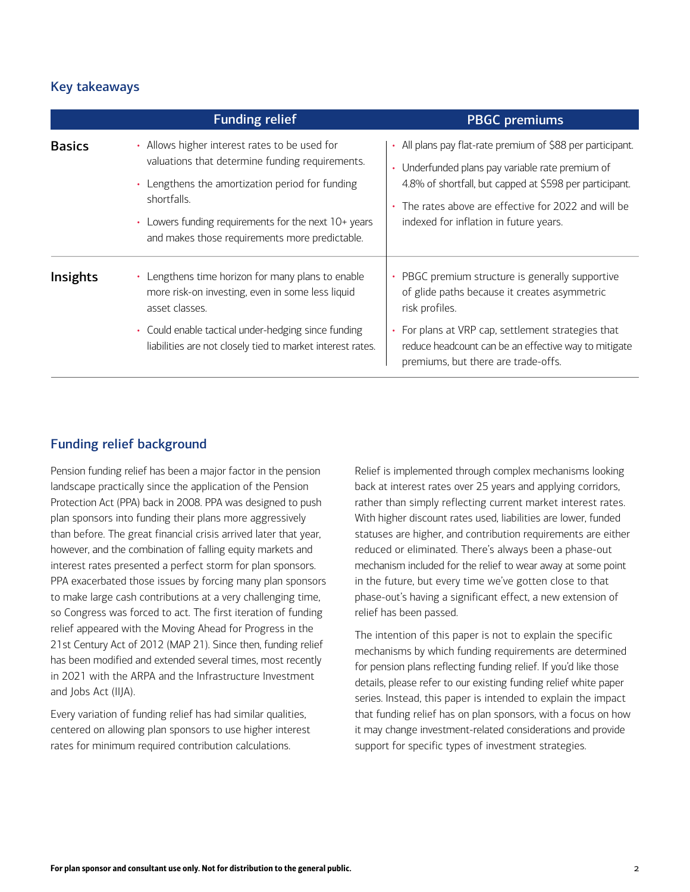## Key takeaways

| | Funding relief | PBGC premiums |
|---|---|---|
| **Basics** | • Allows higher interest rates to be used for valuations that determine funding requirements.<br>• Lengthens the amortization period for funding shortfalls.<br>• Lowers funding requirements for the next 10+ years and makes those requirements more predictable. | • All plans pay flat-rate premium of $88 per participant.<br>• Underfunded plans pay variable rate premium of 4.8% of shortfall, but capped at $598 per participant.<br>• The rates above are effective for 2022 and will be indexed for inflation in future years. |
| **Insights** | • Lengthens time horizon for many plans to enable more risk-on investing, even in some less liquid asset classes.<br>• Could enable tactical under-hedging since funding liabilities are not closely tied to market interest rates. | • PBGC premium structure is generally supportive of glide paths because it creates asymmetric risk profiles.<br>• For plans at VRP cap, settlement strategies that reduce headcount can be an effective way to mitigate premiums, but there are trade-offs. |

## Funding relief background

Pension funding relief has been a major factor in the pension landscape practically since the application of the Pension Protection Act (PPA) back in 2008. PPA was designed to push plan sponsors into funding their plans more aggressively than before. The great financial crisis arrived later that year, however, and the combination of falling equity markets and interest rates presented a perfect storm for plan sponsors. PPA exacerbated those issues by forcing many plan sponsors to make large cash contributions at a very challenging time, so Congress was forced to act. The first iteration of funding relief appeared with the Moving Ahead for Progress in the 21st Century Act of 2012 (MAP 21). Since then, funding relief has been modified and extended several times, most recently in 2021 with the ARPA and the Infrastructure Investment and Jobs Act (IIJA).

Every variation of funding relief has had similar qualities, centered on allowing plan sponsors to use higher interest rates for minimum required contribution calculations.

Relief is implemented through complex mechanisms looking back at interest rates over 25 years and applying corridors, rather than simply reflecting current market interest rates. With higher discount rates used, liabilities are lower, funded statuses are higher, and contribution requirements are either reduced or eliminated. There's always been a phase-out mechanism included for the relief to wear away at some point in the future, but every time we've gotten close to that phase-out's having a significant effect, a new extension of relief has been passed.

The intention of this paper is not to explain the specific mechanisms by which funding requirements are determined for pension plans reflecting funding relief. If you'd like those details, please refer to our existing funding relief white paper series. Instead, this paper is intended to explain the impact that funding relief has on plan sponsors, with a focus on how it may change investment-related considerations and provide support for specific types of investment strategies.

**For plan sponsor and consultant use only. Not for distribution to the general public.**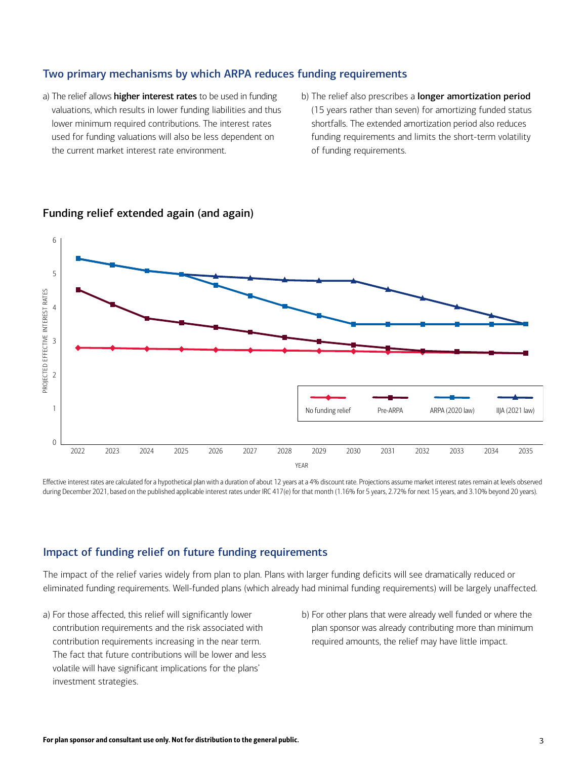## Two primary mechanisms by which ARPA reduces funding requirements

a) The relief allows **higher interest rates** to be used in funding valuations, which results in lower funding liabilities and thus lower minimum required contributions. The interest rates used for funding valuations will also be less dependent on the current market interest rate environment.

b) The relief also prescribes a **longer amortization period** (15 years rather than seven) for amortizing funded status shortfalls. The extended amortization period also reduces funding requirements and limits the short-term volatility of funding requirements.

## Funding relief extended again (and again)

Effective interest rates are calculated for a hypothetical plan with a duration of about 12 years at a 4% discount rate. Projections assume market interest rates remain at levels observed during December 2021, based on the published applicable interest rates under IRC 417(e) for that month (1.16% for 5 years, 2.72% for next 15 years, and 3.10% beyond 20 years).

## Impact of funding relief on future funding requirements

The impact of the relief varies widely from plan to plan. Plans with larger funding deficits will see dramatically reduced or eliminated funding requirements. Well-funded plans (which already had minimal funding requirements) will be largely unaffected.

a) For those affected, this relief will significantly lower contribution requirements and the risk associated with contribution requirements increasing in the near term. The fact that future contributions will be lower and less volatile will have significant implications for the plans' investment strategies.

b) For other plans that were already well funded or where the plan sponsor was already contributing more than minimum required amounts, the relief may have little impact.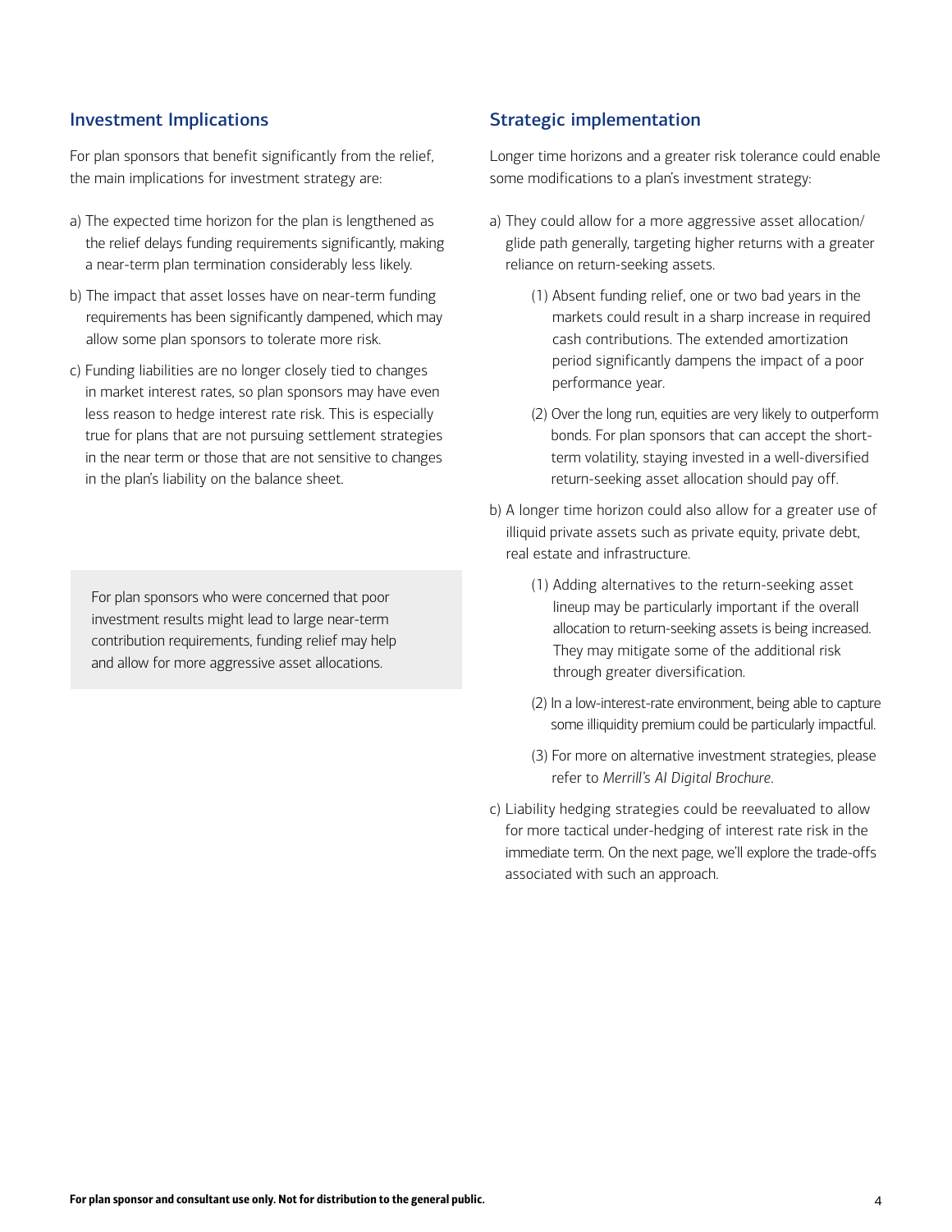## Investment Implications

For plan sponsors that benefit significantly from the relief, the main implications for investment strategy are:

a) The expected time horizon for the plan is lengthened as the relief delays funding requirements significantly, making a near-term plan termination considerably less likely.

b) The impact that asset losses have on near-term funding requirements has been significantly dampened, which may allow some plan sponsors to tolerate more risk.

c) Funding liabilities are no longer closely tied to changes in market interest rates, so plan sponsors may have even less reason to hedge interest rate risk. This is especially true for plans that are not pursuing settlement strategies in the near term or those that are not sensitive to changes in the plan's liability on the balance sheet.

> For plan sponsors who were concerned that poor investment results might lead to large near-term contribution requirements, funding relief may help and allow for more aggressive asset allocations.

## Strategic implementation

Longer time horizons and a greater risk tolerance could enable some modifications to a plan's investment strategy:

a) They could allow for a more aggressive asset allocation/glide path generally, targeting higher returns with a greater reliance on return-seeking assets.

   (1) Absent funding relief, one or two bad years in the markets could result in a sharp increase in required cash contributions. The extended amortization period significantly dampens the impact of a poor performance year.

   (2) Over the long run, equities are very likely to outperform bonds. For plan sponsors that can accept the short-term volatility, staying invested in a well-diversified return-seeking asset allocation should pay off.

b) A longer time horizon could also allow for a greater use of illiquid private assets such as private equity, private debt, real estate and infrastructure.

   (1) Adding alternatives to the return-seeking asset lineup may be particularly important if the overall allocation to return-seeking assets is being increased. They may mitigate some of the additional risk through greater diversification.

   (2) In a low-interest-rate environment, being able to capture some illiquidity premium could be particularly impactful.

   (3) For more on alternative investment strategies, please refer to *Merrill's AI Digital Brochure*.

c) Liability hedging strategies could be reevaluated to allow for more tactical under-hedging of interest rate risk in the immediate term. On the next page, we'll explore the trade-offs associated with such an approach.

**For plan sponsor and consultant use only. Not for distribution to the general public.**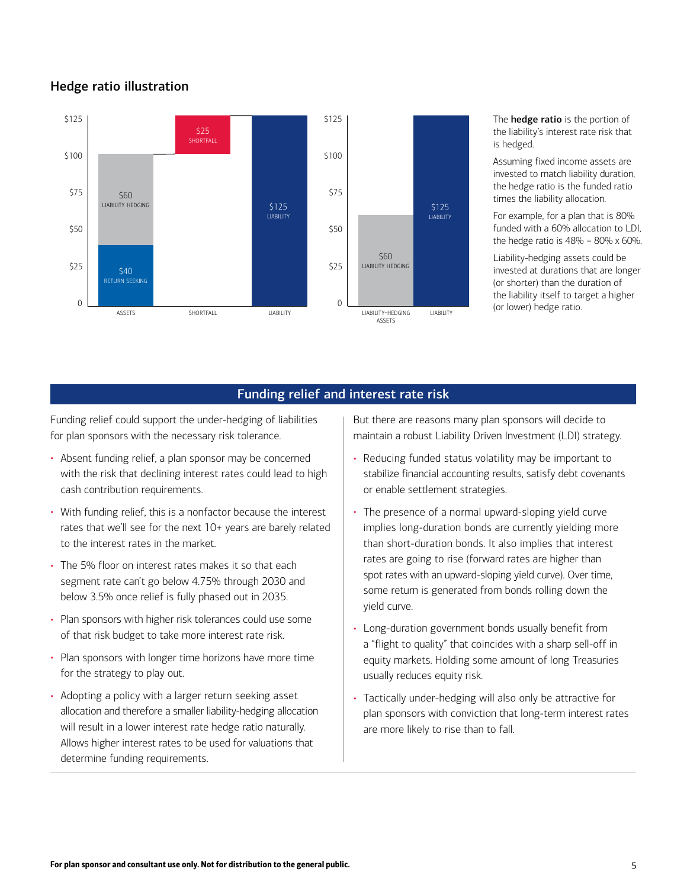## Hedge ratio illustration

The **hedge ratio** is the portion of the liability's interest rate risk that is hedged.

Assuming fixed income assets are invested to match liability duration, the hedge ratio is the funded ratio times the liability allocation.

For example, for a plan that is 80% funded with a 60% allocation to LDI, the hedge ratio is 48% = 80% x 60%.

Liability-hedging assets could be invested at durations that are longer (or shorter) than the duration of the liability itself to target a higher (or lower) hedge ratio.

## Funding relief and interest rate risk

Funding relief could support the under-hedging of liabilities for plan sponsors with the necessary risk tolerance.

- Absent funding relief, a plan sponsor may be concerned with the risk that declining interest rates could lead to high cash contribution requirements.
- With funding relief, this is a nonfactor because the interest rates that we'll see for the next 10+ years are barely related to the interest rates in the market.
- The 5% floor on interest rates makes it so that each segment rate can't go below 4.75% through 2030 and below 3.5% once relief is fully phased out in 2035.
- Plan sponsors with higher risk tolerances could use some of that risk budget to take more interest rate risk.
- Plan sponsors with longer time horizons have more time for the strategy to play out.
- Adopting a policy with a larger return seeking asset allocation and therefore a smaller liability-hedging allocation will result in a lower interest rate hedge ratio naturally. Allows higher interest rates to be used for valuations that determine funding requirements.

But there are reasons many plan sponsors will decide to maintain a robust Liability Driven Investment (LDI) strategy.

- Reducing funded status volatility may be important to stabilize financial accounting results, satisfy debt covenants or enable settlement strategies.
- The presence of a normal upward-sloping yield curve implies long-duration bonds are currently yielding more than short-duration bonds. It also implies that interest rates are going to rise (forward rates are higher than spot rates with an upward-sloping yield curve). Over time, some return is generated from bonds rolling down the yield curve.
- Long-duration government bonds usually benefit from a "flight to quality" that coincides with a sharp sell-off in equity markets. Holding some amount of long Treasuries usually reduces equity risk.
- Tactically under-hedging will also only be attractive for plan sponsors with conviction that long-term interest rates are more likely to rise than to fall.

**For plan sponsor and consultant use only. Not for distribution to the general public.**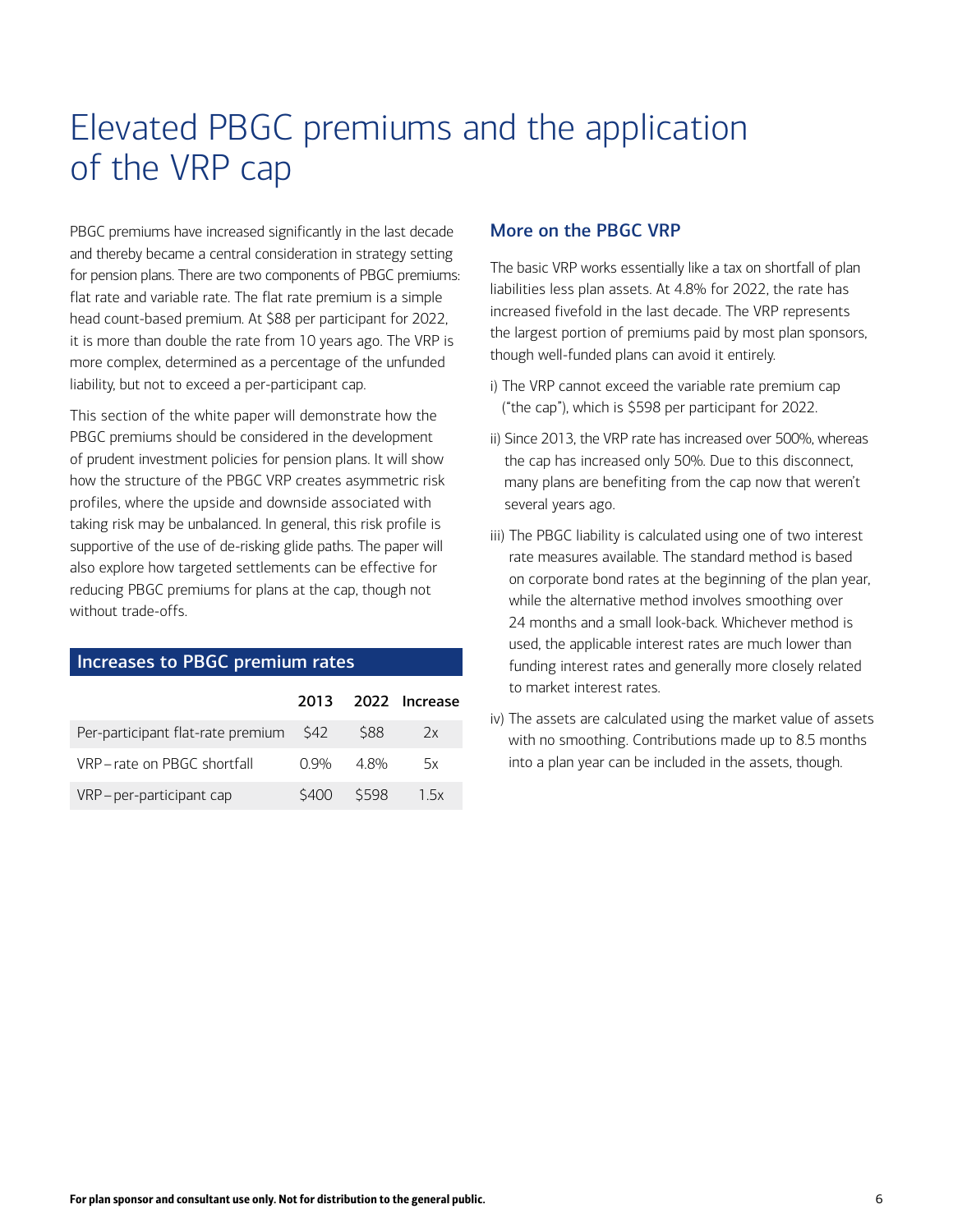# Elevated PBGC premiums and the application of the VRP cap

PBGC premiums have increased significantly in the last decade and thereby became a central consideration in strategy setting for pension plans. There are two components of PBGC premiums: flat rate and variable rate. The flat rate premium is a simple head count-based premium. At $88 per participant for 2022, it is more than double the rate from 10 years ago. The VRP is more complex, determined as a percentage of the unfunded liability, but not to exceed a per-participant cap.

This section of the white paper will demonstrate how the PBGC premiums should be considered in the development of prudent investment policies for pension plans. It will show how the structure of the PBGC VRP creates asymmetric risk profiles, where the upside and downside associated with taking risk may be unbalanced. In general, this risk profile is supportive of the use of de-risking glide paths. The paper will also explore how targeted settlements can be effective for reducing PBGC premiums for plans at the cap, though not without trade-offs.

**Increases to PBGC premium rates**

| | 2013 | 2022 | Increase |
|---|---|---|---|
| Per-participant flat-rate premium | $42 | $88 | 2x |
| VRP – rate on PBGC shortfall | 0.9% | 4.8% | 5x |
| VRP – per-participant cap | $400 | $598 | 1.5x |

## More on the PBGC VRP

The basic VRP works essentially like a tax on shortfall of plan liabilities less plan assets. At 4.8% for 2022, the rate has increased fivefold in the last decade. The VRP represents the largest portion of premiums paid by most plan sponsors, though well-funded plans can avoid it entirely.

i) The VRP cannot exceed the variable rate premium cap ("the cap"), which is $598 per participant for 2022.

ii) Since 2013, the VRP rate has increased over 500%, whereas the cap has increased only 50%. Due to this disconnect, many plans are benefiting from the cap now that weren't several years ago.

iii) The PBGC liability is calculated using one of two interest rate measures available. The standard method is based on corporate bond rates at the beginning of the plan year, while the alternative method involves smoothing over 24 months and a small look-back. Whichever method is used, the applicable interest rates are much lower than funding interest rates and generally more closely related to market interest rates.

iv) The assets are calculated using the market value of assets with no smoothing. Contributions made up to 8.5 months into a plan year can be included in the assets, though.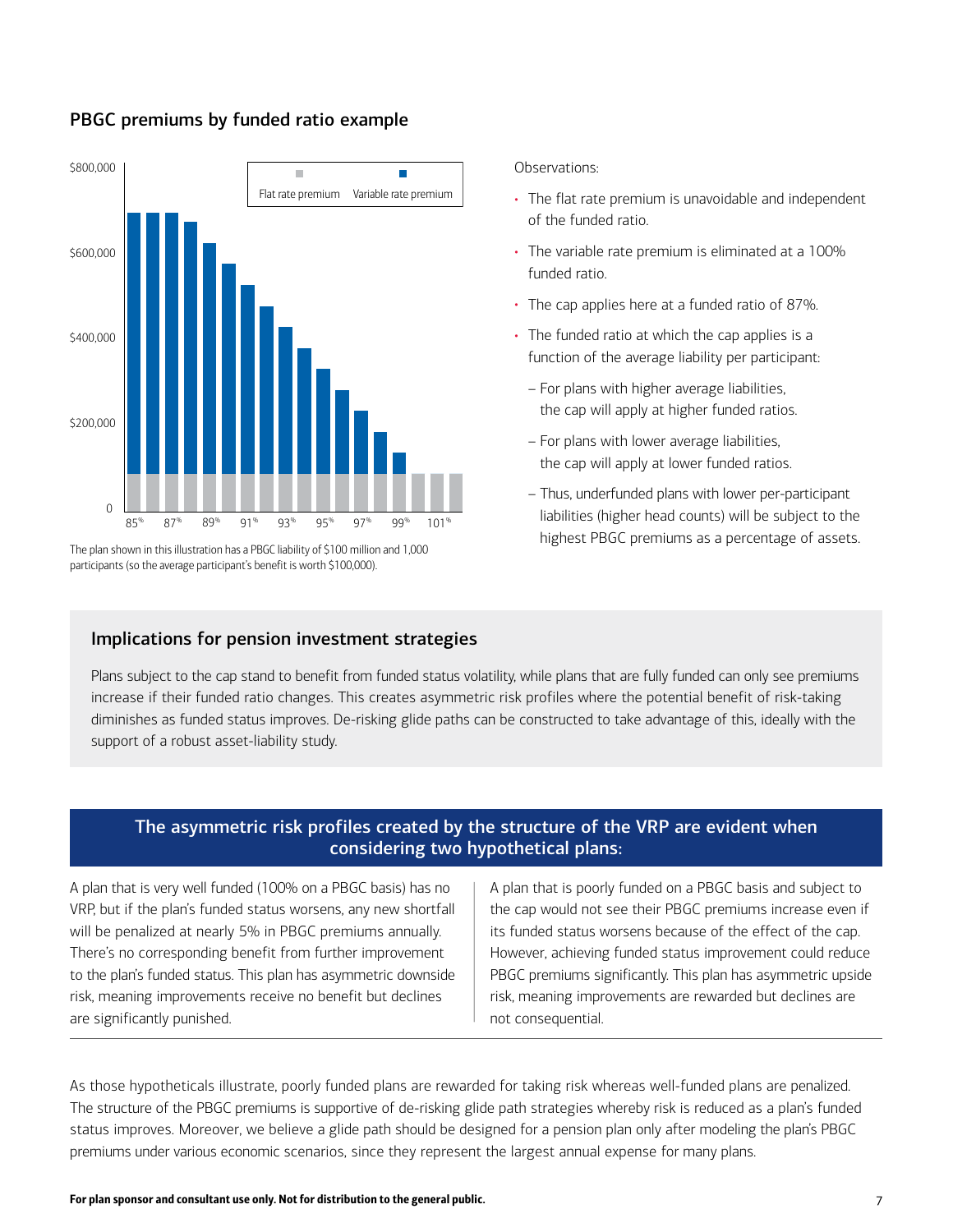## PBGC premiums by funded ratio example

The plan shown in this illustration has a PBGC liability of $100 million and 1,000 participants (so the average participant's benefit is worth $100,000).

Observations:

- The flat rate premium is unavoidable and independent of the funded ratio.
- The variable rate premium is eliminated at a 100% funded ratio.
- The cap applies here at a funded ratio of 87%.
- The funded ratio at which the cap applies is a function of the average liability per participant:
  - For plans with higher average liabilities, the cap will apply at higher funded ratios.
  - For plans with lower average liabilities, the cap will apply at lower funded ratios.
  - Thus, underfunded plans with lower per-participant liabilities (higher head counts) will be subject to the highest PBGC premiums as a percentage of assets.

### Implications for pension investment strategies

Plans subject to the cap stand to benefit from funded status volatility, while plans that are fully funded can only see premiums increase if their funded ratio changes. This creates asymmetric risk profiles where the potential benefit of risk-taking diminishes as funded status improves. De-risking glide paths can be constructed to take advantage of this, ideally with the support of a robust asset-liability study.

### The asymmetric risk profiles created by the structure of the VRP are evident when considering two hypothetical plans:

A plan that is very well funded (100% on a PBGC basis) has no VRP, but if the plan's funded status worsens, any new shortfall will be penalized at nearly 5% in PBGC premiums annually. There's no corresponding benefit from further improvement to the plan's funded status. This plan has asymmetric downside risk, meaning improvements receive no benefit but declines are significantly punished.

A plan that is poorly funded on a PBGC basis and subject to the cap would not see their PBGC premiums increase even if its funded status worsens because of the effect of the cap. However, achieving funded status improvement could reduce PBGC premiums significantly. This plan has asymmetric upside risk, meaning improvements are rewarded but declines are not consequential.

As those hypotheticals illustrate, poorly funded plans are rewarded for taking risk whereas well-funded plans are penalized. The structure of the PBGC premiums is supportive of de-risking glide path strategies whereby risk is reduced as a plan's funded status improves. Moreover, we believe a glide path should be designed for a pension plan only after modeling the plan's PBGC premiums under various economic scenarios, since they represent the largest annual expense for many plans.

**For plan sponsor and consultant use only. Not for distribution to the general public.**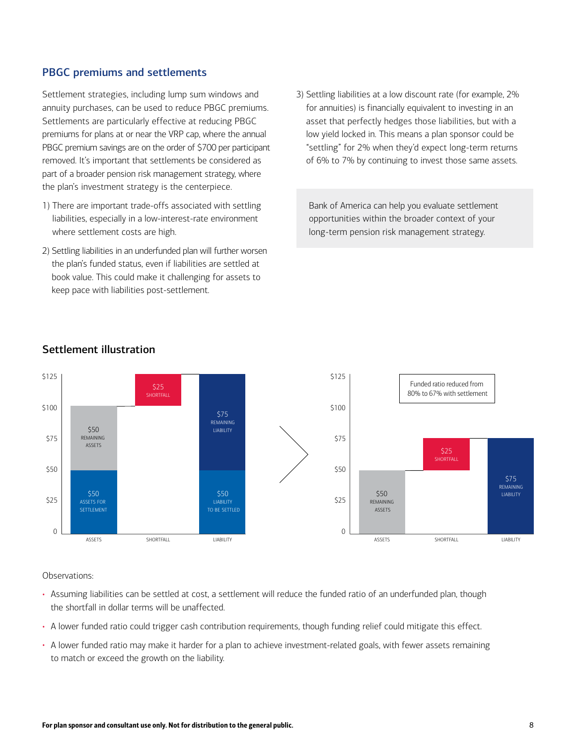## PBGC premiums and settlements

Settlement strategies, including lump sum windows and annuity purchases, can be used to reduce PBGC premiums. Settlements are particularly effective at reducing PBGC premiums for plans at or near the VRP cap, where the annual PBGC premium savings are on the order of $700 per participant removed. It's important that settlements be considered as part of a broader pension risk management strategy, where the plan's investment strategy is the centerpiece.

1) There are important trade-offs associated with settling liabilities, especially in a low-interest-rate environment where settlement costs are high.
2) Settling liabilities in an underfunded plan will further worsen the plan's funded status, even if liabilities are settled at book value. This could make it challenging for assets to keep pace with liabilities post-settlement.
3) Settling liabilities at a low discount rate (for example, 2% for annuities) is financially equivalent to investing in an asset that perfectly hedges those liabilities, but with a low yield locked in. This means a plan sponsor could be "settling" for 2% when they'd expect long-term returns of 6% to 7% by continuing to invest those same assets.

Bank of America can help you evaluate settlement opportunities within the broader context of your long-term pension risk management strategy.

## Settlement illustration

Before settlement:

| | Assets | Shortfall | Liability |
|---|---|---|---|
| Remaining | $50 remaining assets | $25 shortfall | $75 remaining liability |
| Settlement | $50 assets for settlement | | $50 liability to be settled |

After settlement (Funded ratio reduced from 80% to 67% with settlement):

| Assets | Shortfall | Liability |
|---|---|---|
| $50 remaining assets | $25 shortfall | $75 remaining liability |

Observations:

- Assuming liabilities can be settled at cost, a settlement will reduce the funded ratio of an underfunded plan, though the shortfall in dollar terms will be unaffected.
- A lower funded ratio could trigger cash contribution requirements, though funding relief could mitigate this effect.
- A lower funded ratio may make it harder for a plan to achieve investment-related goals, with fewer assets remaining to match or exceed the growth on the liability.

**For plan sponsor and consultant use only. Not for distribution to the general public.**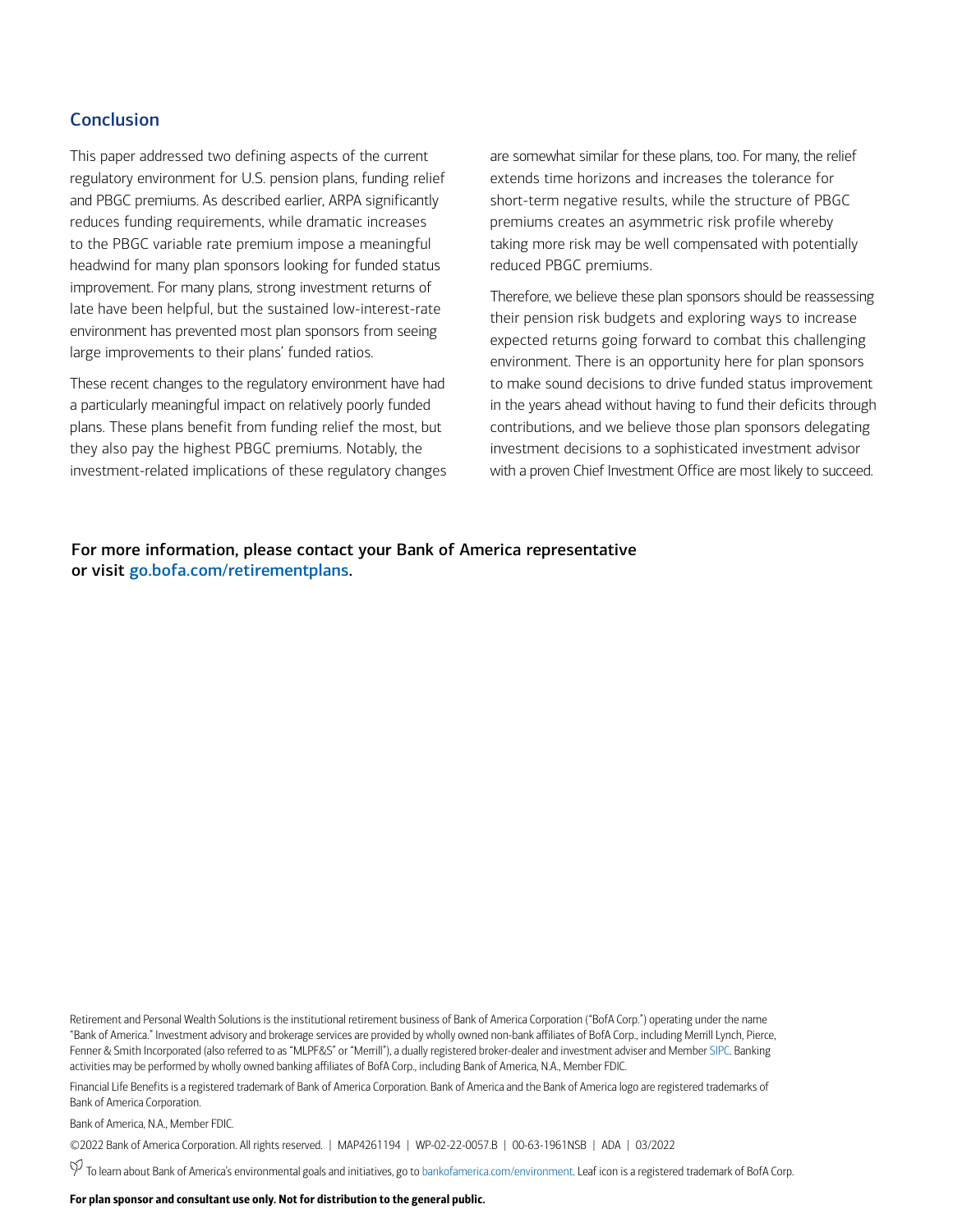## Conclusion

This paper addressed two defining aspects of the current regulatory environment for U.S. pension plans, funding relief and PBGC premiums. As described earlier, ARPA significantly reduces funding requirements, while dramatic increases to the PBGC variable rate premium impose a meaningful headwind for many plan sponsors looking for funded status improvement. For many plans, strong investment returns of late have been helpful, but the sustained low-interest-rate environment has prevented most plan sponsors from seeing large improvements to their plans' funded ratios.

These recent changes to the regulatory environment have had a particularly meaningful impact on relatively poorly funded plans. These plans benefit from funding relief the most, but they also pay the highest PBGC premiums. Notably, the investment-related implications of these regulatory changes are somewhat similar for these plans, too. For many, the relief extends time horizons and increases the tolerance for short-term negative results, while the structure of PBGC premiums creates an asymmetric risk profile whereby taking more risk may be well compensated with potentially reduced PBGC premiums.

Therefore, we believe these plan sponsors should be reassessing their pension risk budgets and exploring ways to increase expected returns going forward to combat this challenging environment. There is an opportunity here for plan sponsors to make sound decisions to drive funded status improvement in the years ahead without having to fund their deficits through contributions, and we believe those plan sponsors delegating investment decisions to a sophisticated investment advisor with a proven Chief Investment Office are most likely to succeed.

**For more information, please contact your Bank of America representative or visit go.bofa.com/retirementplans.**

Retirement and Personal Wealth Solutions is the institutional retirement business of Bank of America Corporation ("BofA Corp.") operating under the name "Bank of America." Investment advisory and brokerage services are provided by wholly owned non-bank affiliates of BofA Corp., including Merrill Lynch, Pierce, Fenner & Smith Incorporated (also referred to as "MLPF&S" or "Merrill"), a dually registered broker-dealer and investment adviser and Member SIPC. Banking activities may be performed by wholly owned banking affiliates of BofA Corp., including Bank of America, N.A., Member FDIC.

Financial Life Benefits is a registered trademark of Bank of America Corporation. Bank of America and the Bank of America logo are registered trademarks of Bank of America Corporation.

Bank of America, N.A., Member FDIC.

©2022 Bank of America Corporation. All rights reserved. | MAP4261194 | WP-02-22-0057.B | 00-63-1961NSB | ADA | 03/2022

To learn about Bank of America's environmental goals and initiatives, go to bankofamerica.com/environment. Leaf icon is a registered trademark of BofA Corp.

**For plan sponsor and consultant use only. Not for distribution to the general public.**